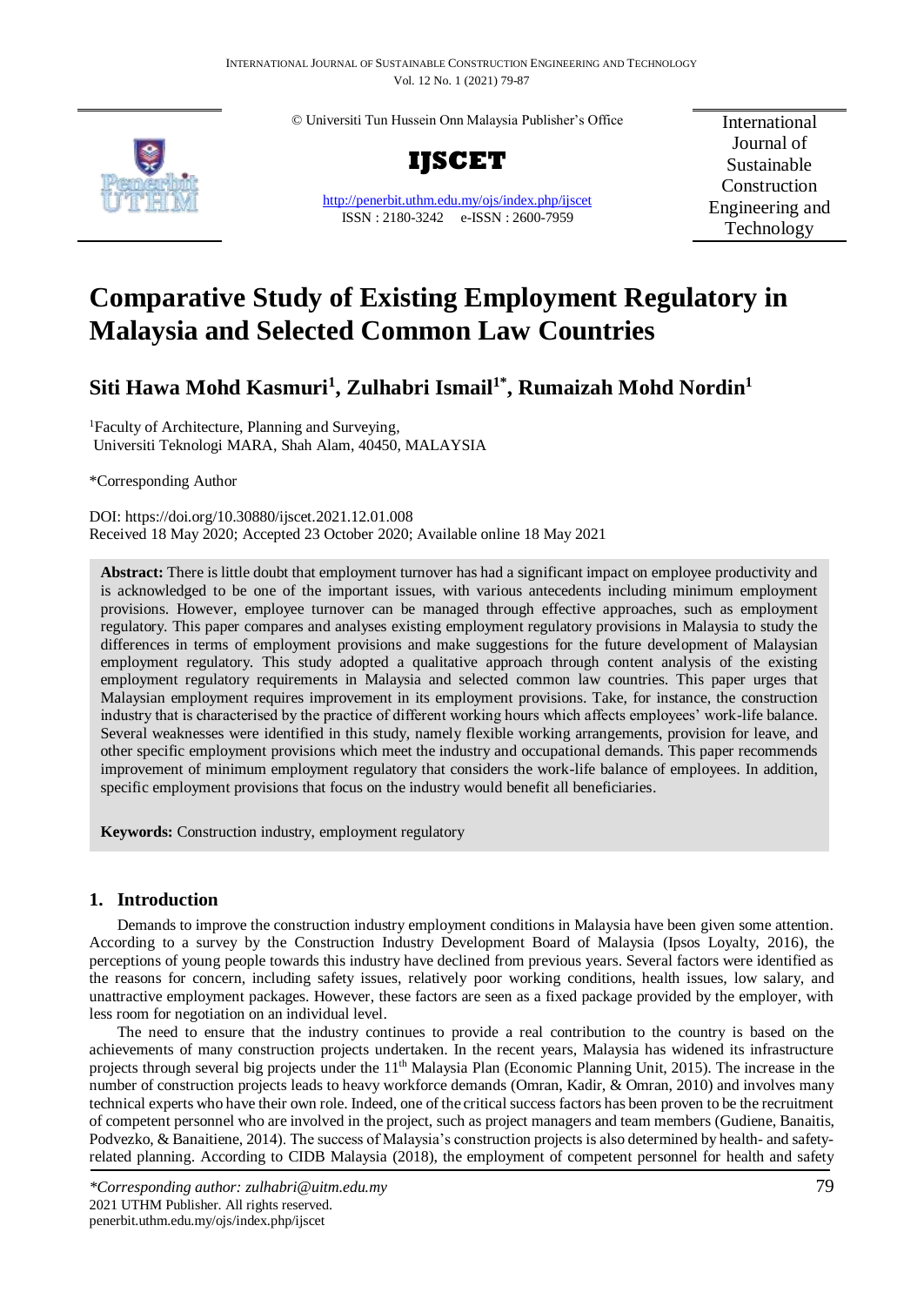# Comparative Study of Existing Employment Regulatory in Malaysia and Selected Common Law Countries

**Siti Hawa Mohd Kasmuri[1], Zulhabri Ismail[1*], Rumaizah Mohd Nordin[1]**

[1]Faculty of Architecture, Planning and Surveying,
Universiti Teknologi MARA, Shah Alam, 40450, MALAYSIA

*Corresponding Author

DOI: https://doi.org/10.30880/ijscet.2021.12.01.008
Received 18 May 2020; Accepted 23 October 2020; Available online 18 May 2021

**Abstract:** There is little doubt that employment turnover has had a significant impact on employee productivity and is acknowledged to be one of the important issues, with various antecedents including minimum employment provisions. However, employee turnover can be managed through effective approaches, such as employment regulatory. This paper compares and analyses existing employment regulatory provisions in Malaysia to study the differences in terms of employment provisions and make suggestions for the future development of Malaysian employment regulatory. This study adopted a qualitative approach through content analysis of the existing employment regulatory requirements in Malaysia and selected common law countries. This paper urges that Malaysian employment requires improvement in its employment provisions. Take, for instance, the construction industry that is characterised by the practice of different working hours which affects employees' work-life balance. Several weaknesses were identified in this study, namely flexible working arrangements, provision for leave, and other specific employment provisions which meet the industry and occupational demands. This paper recommends improvement of minimum employment regulatory that considers the work-life balance of employees. In addition, specific employment provisions that focus on the industry would benefit all beneficiaries.

**Keywords:** Construction industry, employment regulatory

## 1. Introduction

Demands to improve the construction industry employment conditions in Malaysia have been given some attention. According to a survey by the Construction Industry Development Board of Malaysia (Ipsos Loyalty, 2016), the perceptions of young people towards this industry have declined from previous years. Several factors were identified as the reasons for concern, including safety issues, relatively poor working conditions, health issues, low salary, and unattractive employment packages. However, these factors are seen as a fixed package provided by the employer, with less room for negotiation on an individual level.

The need to ensure that the industry continues to provide a real contribution to the country is based on the achievements of many construction projects undertaken. In the recent years, Malaysia has widened its infrastructure projects through several big projects under the 11th Malaysia Plan (Economic Planning Unit, 2015). The increase in the number of construction projects leads to heavy workforce demands (Omran, Kadir, & Omran, 2010) and involves many technical experts who have their own role. Indeed, one of the critical success factors has been proven to be the recruitment of competent personnel who are involved in the project, such as project managers and team members (Gudiene, Banaitis, Podvezko, & Banaitiene, 2014). The success of Malaysia's construction projects is also determined by health- and safety-related planning. According to CIDB Malaysia (2018), the employment of competent personnel for health and safety

*\*Corresponding author: zulhabri@uitm.edu.my*
2021 UTHM Publisher. All rights reserved.
penerbit.uthm.edu.my/ojs/index.php/ijscet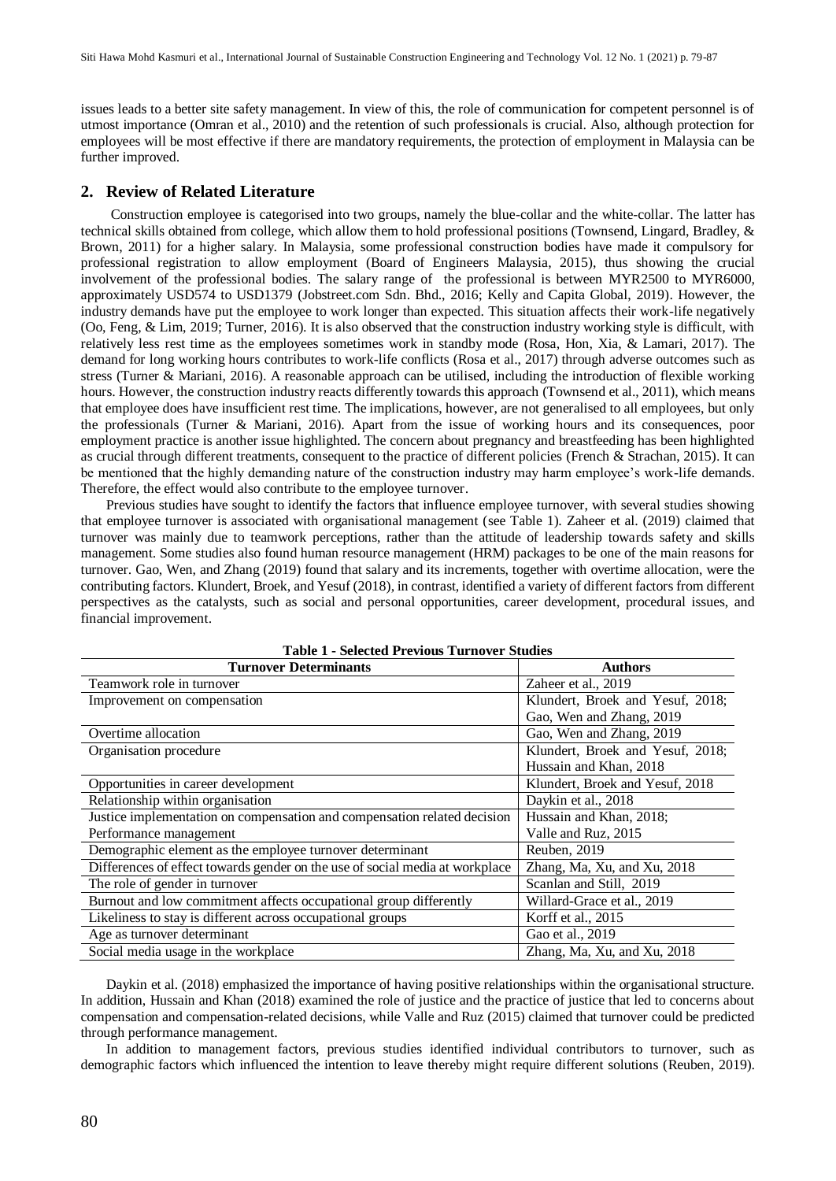issues leads to a better site safety management. In view of this, the role of communication for competent personnel is of utmost importance (Omran et al., 2010) and the retention of such professionals is crucial. Also, although protection for employees will be most effective if there are mandatory requirements, the protection of employment in Malaysia can be further improved.

## 2. Review of Related Literature

Construction employee is categorised into two groups, namely the blue-collar and the white-collar. The latter has technical skills obtained from college, which allow them to hold professional positions (Townsend, Lingard, Bradley, & Brown, 2011) for a higher salary. In Malaysia, some professional construction bodies have made it compulsory for professional registration to allow employment (Board of Engineers Malaysia, 2015), thus showing the crucial involvement of the professional bodies. The salary range of the professional is between MYR2500 to MYR6000, approximately USD574 to USD1379 (Jobstreet.com Sdn. Bhd., 2016; Kelly and Capita Global, 2019). However, the industry demands have put the employee to work longer than expected. This situation affects their work-life negatively (Oo, Feng, & Lim, 2019; Turner, 2016). It is also observed that the construction industry working style is difficult, with relatively less rest time as the employees sometimes work in standby mode (Rosa, Hon, Xia, & Lamari, 2017). The demand for long working hours contributes to work-life conflicts (Rosa et al., 2017) through adverse outcomes such as stress (Turner & Mariani, 2016). A reasonable approach can be utilised, including the introduction of flexible working hours. However, the construction industry reacts differently towards this approach (Townsend et al., 2011), which means that employee does have insufficient rest time. The implications, however, are not generalised to all employees, but only the professionals (Turner & Mariani, 2016). Apart from the issue of working hours and its consequences, poor employment practice is another issue highlighted. The concern about pregnancy and breastfeeding has been highlighted as crucial through different treatments, consequent to the practice of different policies (French & Strachan, 2015). It can be mentioned that the highly demanding nature of the construction industry may harm employee's work-life demands. Therefore, the effect would also contribute to the employee turnover.

Previous studies have sought to identify the factors that influence employee turnover, with several studies showing that employee turnover is associated with organisational management (see Table 1). Zaheer et al. (2019) claimed that turnover was mainly due to teamwork perceptions, rather than the attitude of leadership towards safety and skills management. Some studies also found human resource management (HRM) packages to be one of the main reasons for turnover. Gao, Wen, and Zhang (2019) found that salary and its increments, together with overtime allocation, were the contributing factors. Klundert, Broek, and Yesuf (2018), in contrast, identified a variety of different factors from different perspectives as the catalysts, such as social and personal opportunities, career development, procedural issues, and financial improvement.

**Table 1 - Selected Previous Turnover Studies**

| Turnover Determinants | Authors |
|---|---|
| Teamwork role in turnover | Zaheer et al., 2019 |
| Improvement on compensation | Klundert, Broek and Yesuf, 2018; Gao, Wen and Zhang, 2019 |
| Overtime allocation | Gao, Wen and Zhang, 2019 |
| Organisation procedure | Klundert, Broek and Yesuf, 2018; Hussain and Khan, 2018 |
| Opportunities in career development | Klundert, Broek and Yesuf, 2018 |
| Relationship within organisation | Daykin et al., 2018 |
| Justice implementation on compensation and compensation related decision | Hussain and Khan, 2018; |
| Performance management | Valle and Ruz, 2015 |
| Demographic element as the employee turnover determinant | Reuben, 2019 |
| Differences of effect towards gender on the use of social media at workplace | Zhang, Ma, Xu, and Xu, 2018 |
| The role of gender in turnover | Scanlan and Still, 2019 |
| Burnout and low commitment affects occupational group differently | Willard-Grace et al., 2019 |
| Likeliness to stay is different across occupational groups | Korff et al., 2015 |
| Age as turnover determinant | Gao et al., 2019 |
| Social media usage in the workplace | Zhang, Ma, Xu, and Xu, 2018 |

Daykin et al. (2018) emphasized the importance of having positive relationships within the organisational structure. In addition, Hussain and Khan (2018) examined the role of justice and the practice of justice that led to concerns about compensation and compensation-related decisions, while Valle and Ruz (2015) claimed that turnover could be predicted through performance management.

In addition to management factors, previous studies identified individual contributors to turnover, such as demographic factors which influenced the intention to leave thereby might require different solutions (Reuben, 2019).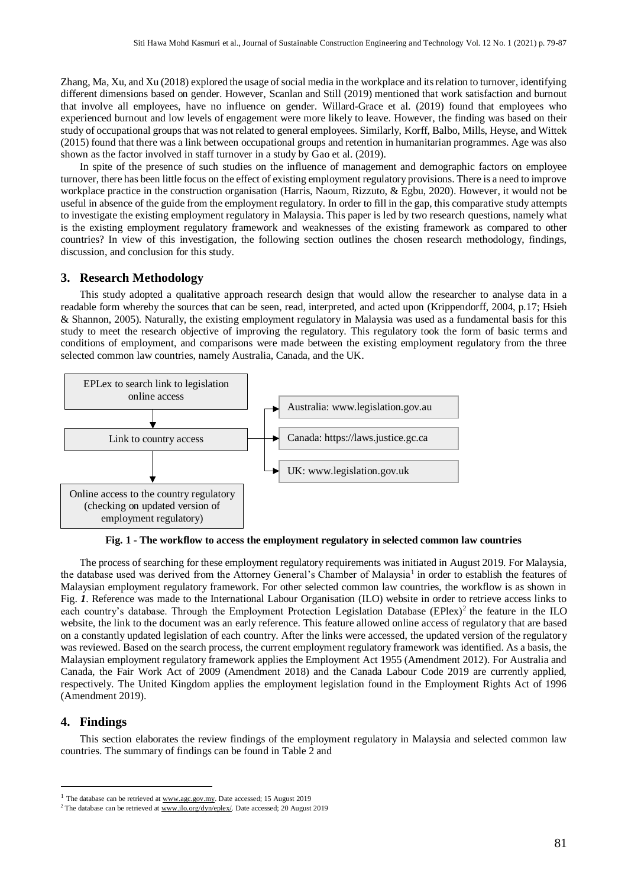Zhang, Ma, Xu, and Xu (2018) explored the usage of social media in the workplace and its relation to turnover, identifying different dimensions based on gender. However, Scanlan and Still (2019) mentioned that work satisfaction and burnout that involve all employees, have no influence on gender. Willard-Grace et al. (2019) found that employees who experienced burnout and low levels of engagement were more likely to leave. However, the finding was based on their study of occupational groups that was not related to general employees. Similarly, Korff, Balbo, Mills, Heyse, and Wittek (2015) found that there was a link between occupational groups and retention in humanitarian programmes. Age was also shown as the factor involved in staff turnover in a study by Gao et al. (2019).

In spite of the presence of such studies on the influence of management and demographic factors on employee turnover, there has been little focus on the effect of existing employment regulatory provisions. There is a need to improve workplace practice in the construction organisation (Harris, Naoum, Rizzuto, & Egbu, 2020). However, it would not be useful in absence of the guide from the employment regulatory. In order to fill in the gap, this comparative study attempts to investigate the existing employment regulatory in Malaysia. This paper is led by two research questions, namely what is the existing employment regulatory framework and weaknesses of the existing framework as compared to other countries? In view of this investigation, the following section outlines the chosen research methodology, findings, discussion, and conclusion for this study.

## 3. Research Methodology

This study adopted a qualitative approach research design that would allow the researcher to analyse data in a readable form whereby the sources that can be seen, read, interpreted, and acted upon (Krippendorff, 2004, p.17; Hsieh & Shannon, 2005). Naturally, the existing employment regulatory in Malaysia was used as a fundamental basis for this study to meet the research objective of improving the regulatory. This regulatory took the form of basic terms and conditions of employment, and comparisons were made between the existing employment regulatory from the three selected common law countries, namely Australia, Canada, and the UK.

EPLex to search link to legislation online access → Link to country access → Online access to the country regulatory (checking on updated version of employment regulatory)

Link to country access → Australia: www.legislation.gov.au; Canada: https://laws.justice.gc.ca; UK: www.legislation.gov.uk

**Fig. 1 - The workflow to access the employment regulatory in selected common law countries**

The process of searching for these employment regulatory requirements was initiated in August 2019. For Malaysia, the database used was derived from the Attorney General's Chamber of Malaysia[1] in order to establish the features of Malaysian employment regulatory framework. For other selected common law countries, the workflow is as shown in Fig. *1*. Reference was made to the International Labour Organisation (ILO) website in order to retrieve access links to each country's database. Through the Employment Protection Legislation Database (EPlex)[2] the feature in the ILO website, the link to the document was an early reference. This feature allowed online access of regulatory that are based on a constantly updated legislation of each country. After the links were accessed, the updated version of the regulatory was reviewed. Based on the search process, the current employment regulatory framework was identified. As a basis, the Malaysian employment regulatory framework applies the Employment Act 1955 (Amendment 2012). For Australia and Canada, the Fair Work Act of 2009 (Amendment 2018) and the Canada Labour Code 2019 are currently applied, respectively. The United Kingdom applies the employment legislation found in the Employment Rights Act of 1996 (Amendment 2019).

## 4. Findings

This section elaborates the review findings of the employment regulatory in Malaysia and selected common law countries. The summary of findings can be found in Table 2 and

[1] The database can be retrieved at www.agc.gov.my. Date accessed; 15 August 2019

[2] The database can be retrieved at www.ilo.org/dyn/eplex/. Date accessed; 20 August 2019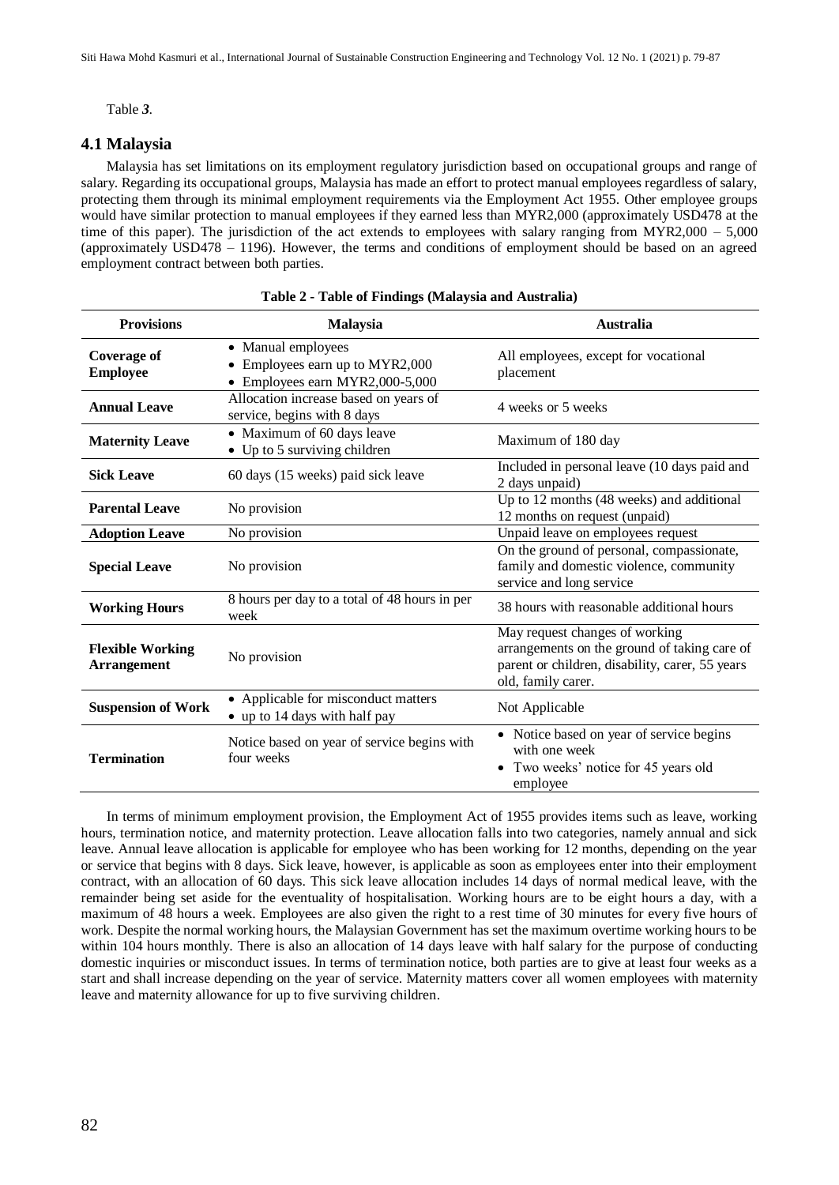Table *3*.

## 4.1 Malaysia

Malaysia has set limitations on its employment regulatory jurisdiction based on occupational groups and range of salary. Regarding its occupational groups, Malaysia has made an effort to protect manual employees regardless of salary, protecting them through its minimal employment requirements via the Employment Act 1955. Other employee groups would have similar protection to manual employees if they earned less than MYR2,000 (approximately USD478 at the time of this paper). The jurisdiction of the act extends to employees with salary ranging from MYR2,000 – 5,000 (approximately USD478 – 1196). However, the terms and conditions of employment should be based on an agreed employment contract between both parties.

**Table 2 - Table of Findings (Malaysia and Australia)**

| Provisions | Malaysia | Australia |
|---|---|---|
| **Coverage of Employee** | • Manual employees<br>• Employees earn up to MYR2,000<br>• Employees earn MYR2,000-5,000 | All employees, except for vocational placement |
| **Annual Leave** | Allocation increase based on years of service, begins with 8 days | 4 weeks or 5 weeks |
| **Maternity Leave** | • Maximum of 60 days leave<br>• Up to 5 surviving children | Maximum of 180 day |
| **Sick Leave** | 60 days (15 weeks) paid sick leave | Included in personal leave (10 days paid and 2 days unpaid) |
| **Parental Leave** | No provision | Up to 12 months (48 weeks) and additional 12 months on request (unpaid) |
| **Adoption Leave** | No provision | Unpaid leave on employees request |
| **Special Leave** | No provision | On the ground of personal, compassionate, family and domestic violence, community service and long service |
| **Working Hours** | 8 hours per day to a total of 48 hours in per week | 38 hours with reasonable additional hours |
| **Flexible Working Arrangement** | No provision | May request changes of working arrangements on the ground of taking care of parent or children, disability, carer, 55 years old, family carer. |
| **Suspension of Work** | • Applicable for misconduct matters<br>• up to 14 days with half pay | Not Applicable |
| **Termination** | Notice based on year of service begins with four weeks | • Notice based on year of service begins with one week<br>• Two weeks' notice for 45 years old employee |

In terms of minimum employment provision, the Employment Act of 1955 provides items such as leave, working hours, termination notice, and maternity protection. Leave allocation falls into two categories, namely annual and sick leave. Annual leave allocation is applicable for employee who has been working for 12 months, depending on the year or service that begins with 8 days. Sick leave, however, is applicable as soon as employees enter into their employment contract, with an allocation of 60 days. This sick leave allocation includes 14 days of normal medical leave, with the remainder being set aside for the eventuality of hospitalisation. Working hours are to be eight hours a day, with a maximum of 48 hours a week. Employees are also given the right to a rest time of 30 minutes for every five hours of work. Despite the normal working hours, the Malaysian Government has set the maximum overtime working hours to be within 104 hours monthly. There is also an allocation of 14 days leave with half salary for the purpose of conducting domestic inquiries or misconduct issues. In terms of termination notice, both parties are to give at least four weeks as a start and shall increase depending on the year of service. Maternity matters cover all women employees with maternity leave and maternity allowance for up to five surviving children.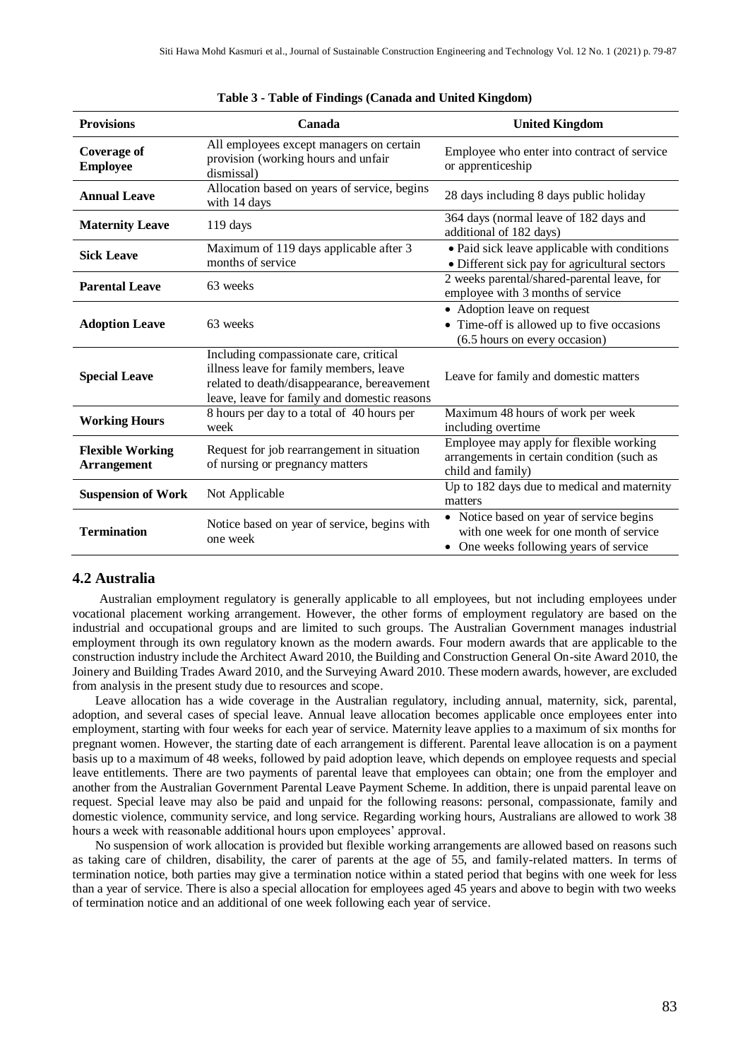**Table 3 - Table of Findings (Canada and United Kingdom)**

| Provisions | Canada | United Kingdom |
|---|---|---|
| **Coverage of Employee** | All employees except managers on certain provision (working hours and unfair dismissal) | Employee who enter into contract of service or apprenticeship |
| **Annual Leave** | Allocation based on years of service, begins with 14 days | 28 days including 8 days public holiday |
| **Maternity Leave** | 119 days | 364 days (normal leave of 182 days and additional of 182 days) |
| **Sick Leave** | Maximum of 119 days applicable after 3 months of service | • Paid sick leave applicable with conditions<br>• Different sick pay for agricultural sectors |
| **Parental Leave** | 63 weeks | 2 weeks parental/shared-parental leave, for employee with 3 months of service |
| **Adoption Leave** | 63 weeks | • Adoption leave on request<br>• Time-off is allowed up to five occasions (6.5 hours on every occasion) |
| **Special Leave** | Including compassionate care, critical illness leave for family members, leave related to death/disappearance, bereavement leave, leave for family and domestic reasons | Leave for family and domestic matters |
| **Working Hours** | 8 hours per day to a total of 40 hours per week | Maximum 48 hours of work per week including overtime |
| **Flexible Working Arrangement** | Request for job rearrangement in situation of nursing or pregnancy matters | Employee may apply for flexible working arrangements in certain condition (such as child and family) |
| **Suspension of Work** | Not Applicable | Up to 182 days due to medical and maternity matters |
| **Termination** | Notice based on year of service, begins with one week | • Notice based on year of service begins with one week for one month of service<br>• One weeks following years of service |

## 4.2 Australia

Australian employment regulatory is generally applicable to all employees, but not including employees under vocational placement working arrangement. However, the other forms of employment regulatory are based on the industrial and occupational groups and are limited to such groups. The Australian Government manages industrial employment through its own regulatory known as the modern awards. Four modern awards that are applicable to the construction industry include the Architect Award 2010, the Building and Construction General On-site Award 2010, the Joinery and Building Trades Award 2010, and the Surveying Award 2010. These modern awards, however, are excluded from analysis in the present study due to resources and scope.

Leave allocation has a wide coverage in the Australian regulatory, including annual, maternity, sick, parental, adoption, and several cases of special leave. Annual leave allocation becomes applicable once employees enter into employment, starting with four weeks for each year of service. Maternity leave applies to a maximum of six months for pregnant women. However, the starting date of each arrangement is different. Parental leave allocation is on a payment basis up to a maximum of 48 weeks, followed by paid adoption leave, which depends on employee requests and special leave entitlements. There are two payments of parental leave that employees can obtain; one from the employer and another from the Australian Government Parental Leave Payment Scheme. In addition, there is unpaid parental leave on request. Special leave may also be paid and unpaid for the following reasons: personal, compassionate, family and domestic violence, community service, and long service. Regarding working hours, Australians are allowed to work 38 hours a week with reasonable additional hours upon employees' approval.

No suspension of work allocation is provided but flexible working arrangements are allowed based on reasons such as taking care of children, disability, the carer of parents at the age of 55, and family-related matters. In terms of termination notice, both parties may give a termination notice within a stated period that begins with one week for less than a year of service. There is also a special allocation for employees aged 45 years and above to begin with two weeks of termination notice and an additional of one week following each year of service.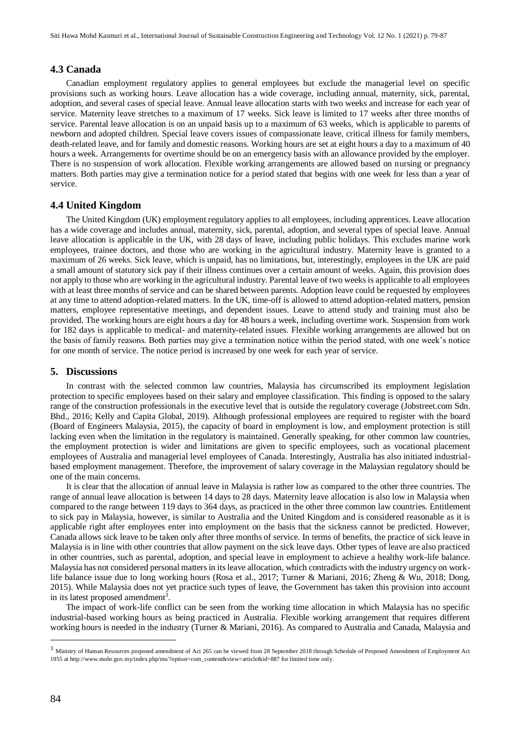### 4.3 Canada

Canadian employment regulatory applies to general employees but exclude the managerial level on specific provisions such as working hours. Leave allocation has a wide coverage, including annual, maternity, sick, parental, adoption, and several cases of special leave. Annual leave allocation starts with two weeks and increase for each year of service. Maternity leave stretches to a maximum of 17 weeks. Sick leave is limited to 17 weeks after three months of service. Parental leave allocation is on an unpaid basis up to a maximum of 63 weeks, which is applicable to parents of newborn and adopted children. Special leave covers issues of compassionate leave, critical illness for family members, death-related leave, and for family and domestic reasons. Working hours are set at eight hours a day to a maximum of 40 hours a week. Arrangements for overtime should be on an emergency basis with an allowance provided by the employer. There is no suspension of work allocation. Flexible working arrangements are allowed based on nursing or pregnancy matters. Both parties may give a termination notice for a period stated that begins with one week for less than a year of service.

### 4.4 United Kingdom

The United Kingdom (UK) employment regulatory applies to all employees, including apprentices. Leave allocation has a wide coverage and includes annual, maternity, sick, parental, adoption, and several types of special leave. Annual leave allocation is applicable in the UK, with 28 days of leave, including public holidays. This excludes marine work employees, trainee doctors, and those who are working in the agricultural industry. Maternity leave is granted to a maximum of 26 weeks. Sick leave, which is unpaid, has no limitations, but, interestingly, employees in the UK are paid a small amount of statutory sick pay if their illness continues over a certain amount of weeks. Again, this provision does not apply to those who are working in the agricultural industry. Parental leave of two weeks is applicable to all employees with at least three months of service and can be shared between parents. Adoption leave could be requested by employees at any time to attend adoption-related matters. In the UK, time-off is allowed to attend adoption-related matters, pension matters, employee representative meetings, and dependent issues. Leave to attend study and training must also be provided. The working hours are eight hours a day for 48 hours a week, including overtime work. Suspension from work for 182 days is applicable to medical- and maternity-related issues. Flexible working arrangements are allowed but on the basis of family reasons. Both parties may give a termination notice within the period stated, with one week's notice for one month of service. The notice period is increased by one week for each year of service.

## 5. Discussions

In contrast with the selected common law countries, Malaysia has circumscribed its employment legislation protection to specific employees based on their salary and employee classification. This finding is opposed to the salary range of the construction professionals in the executive level that is outside the regulatory coverage (Jobstreet.com Sdn. Bhd., 2016; Kelly and Capita Global, 2019). Although professional employees are required to register with the board (Board of Engineers Malaysia, 2015), the capacity of board in employment is low, and employment protection is still lacking even when the limitation in the regulatory is maintained. Generally speaking, for other common law countries, the employment protection is wider and limitations are given to specific employees, such as vocational placement employees of Australia and managerial level employees of Canada. Interestingly, Australia has also initiated industrial-based employment management. Therefore, the improvement of salary coverage in the Malaysian regulatory should be one of the main concerns.

It is clear that the allocation of annual leave in Malaysia is rather low as compared to the other three countries. The range of annual leave allocation is between 14 days to 28 days. Maternity leave allocation is also low in Malaysia when compared to the range between 119 days to 364 days, as practiced in the other three common law countries. Entitlement to sick pay in Malaysia, however, is similar to Australia and the United Kingdom and is considered reasonable as it is applicable right after employees enter into employment on the basis that the sickness cannot be predicted. However, Canada allows sick leave to be taken only after three months of service. In terms of benefits, the practice of sick leave in Malaysia is in line with other countries that allow payment on the sick leave days. Other types of leave are also practiced in other countries, such as parental, adoption, and special leave in employment to achieve a healthy work-life balance. Malaysia has not considered personal matters in its leave allocation, which contradicts with the industry urgency on work-life balance issue due to long working hours (Rosa et al., 2017; Turner & Mariani, 2016; Zheng & Wu, 2018; Dong, 2015). While Malaysia does not yet practice such types of leave, the Government has taken this provision into account in its latest proposed amendment[3].

The impact of work-life conflict can be seen from the working time allocation in which Malaysia has no specific industrial-based working hours as being practiced in Australia. Flexible working arrangement that requires different working hours is needed in the industry (Turner & Mariani, 2016). As compared to Australia and Canada, Malaysia and

---

[3] Ministry of Human Resources proposed amendment of Act 265 can be viewed from 28 September 2018 through Schedule of Proposed Amendment of Employment Act 1955 at http://www.mohr.gov.my/index.php/ms/?option=com_content&view=article&id=887 for limited time only.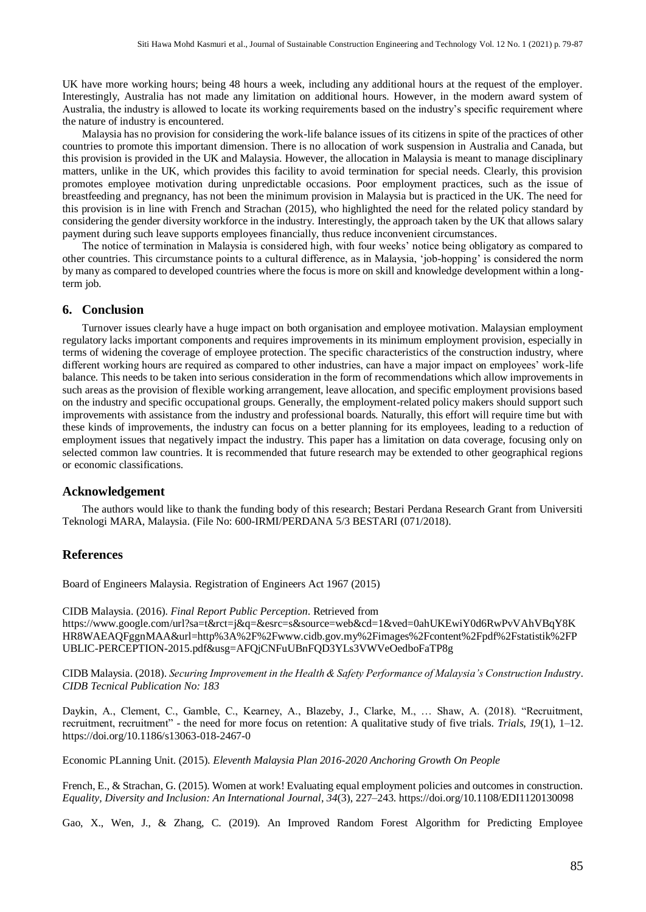UK have more working hours; being 48 hours a week, including any additional hours at the request of the employer. Interestingly, Australia has not made any limitation on additional hours. However, in the modern award system of Australia, the industry is allowed to locate its working requirements based on the industry's specific requirement where the nature of industry is encountered.

Malaysia has no provision for considering the work-life balance issues of its citizens in spite of the practices of other countries to promote this important dimension. There is no allocation of work suspension in Australia and Canada, but this provision is provided in the UK and Malaysia. However, the allocation in Malaysia is meant to manage disciplinary matters, unlike in the UK, which provides this facility to avoid termination for special needs. Clearly, this provision promotes employee motivation during unpredictable occasions. Poor employment practices, such as the issue of breastfeeding and pregnancy, has not been the minimum provision in Malaysia but is practiced in the UK. The need for this provision is in line with French and Strachan (2015), who highlighted the need for the related policy standard by considering the gender diversity workforce in the industry. Interestingly, the approach taken by the UK that allows salary payment during such leave supports employees financially, thus reduce inconvenient circumstances.

The notice of termination in Malaysia is considered high, with four weeks' notice being obligatory as compared to other countries. This circumstance points to a cultural difference, as in Malaysia, 'job-hopping' is considered the norm by many as compared to developed countries where the focus is more on skill and knowledge development within a long-term job.

## 6. Conclusion

Turnover issues clearly have a huge impact on both organisation and employee motivation. Malaysian employment regulatory lacks important components and requires improvements in its minimum employment provision, especially in terms of widening the coverage of employee protection. The specific characteristics of the construction industry, where different working hours are required as compared to other industries, can have a major impact on employees' work-life balance. This needs to be taken into serious consideration in the form of recommendations which allow improvements in such areas as the provision of flexible working arrangement, leave allocation, and specific employment provisions based on the industry and specific occupational groups. Generally, the employment-related policy makers should support such improvements with assistance from the industry and professional boards. Naturally, this effort will require time but with these kinds of improvements, the industry can focus on a better planning for its employees, leading to a reduction of employment issues that negatively impact the industry. This paper has a limitation on data coverage, focusing only on selected common law countries. It is recommended that future research may be extended to other geographical regions or economic classifications.

## Acknowledgement

The authors would like to thank the funding body of this research; Bestari Perdana Research Grant from Universiti Teknologi MARA, Malaysia. (File No: 600-IRMI/PERDANA 5/3 BESTARI (071/2018).

## References

Board of Engineers Malaysia. Registration of Engineers Act 1967 (2015)

CIDB Malaysia. (2016). *Final Report Public Perception*. Retrieved from https://www.google.com/url?sa=t&rct=j&q=&esrc=s&source=web&cd=1&ved=0ahUKEwiY0d6RwPvVAhVBqY8KHR8WAEAQFggnMAA&url=http%3A%2F%2Fwww.cidb.gov.my%2Fimages%2Fcontent%2Fpdf%2Fstatistik%2FPUBLIC-PERCEPTION-2015.pdf&usg=AFQjCNFuUBnFQD3YLs3VWVeOedboFaTP8g

CIDB Malaysia. (2018). *Securing Improvement in the Health & Safety Performance of Malaysia's Construction Industry. CIDB Tecnical Publication No: 183*

Daykin, A., Clement, C., Gamble, C., Kearney, A., Blazeby, J., Clarke, M., … Shaw, A. (2018). "Recruitment, recruitment, recruitment" - the need for more focus on retention: A qualitative study of five trials. *Trials*, *19*(1), 1–12. https://doi.org/10.1186/s13063-018-2467-0

Economic PLanning Unit. (2015). *Eleventh Malaysia Plan 2016-2020 Anchoring Growth On People*

French, E., & Strachan, G. (2015). Women at work! Evaluating equal employment policies and outcomes in construction. *Equality, Diversity and Inclusion: An International Journal*, *34*(3), 227–243. https://doi.org/10.1108/EDI1120130098

Gao, X., Wen, J., & Zhang, C. (2019). An Improved Random Forest Algorithm for Predicting Employee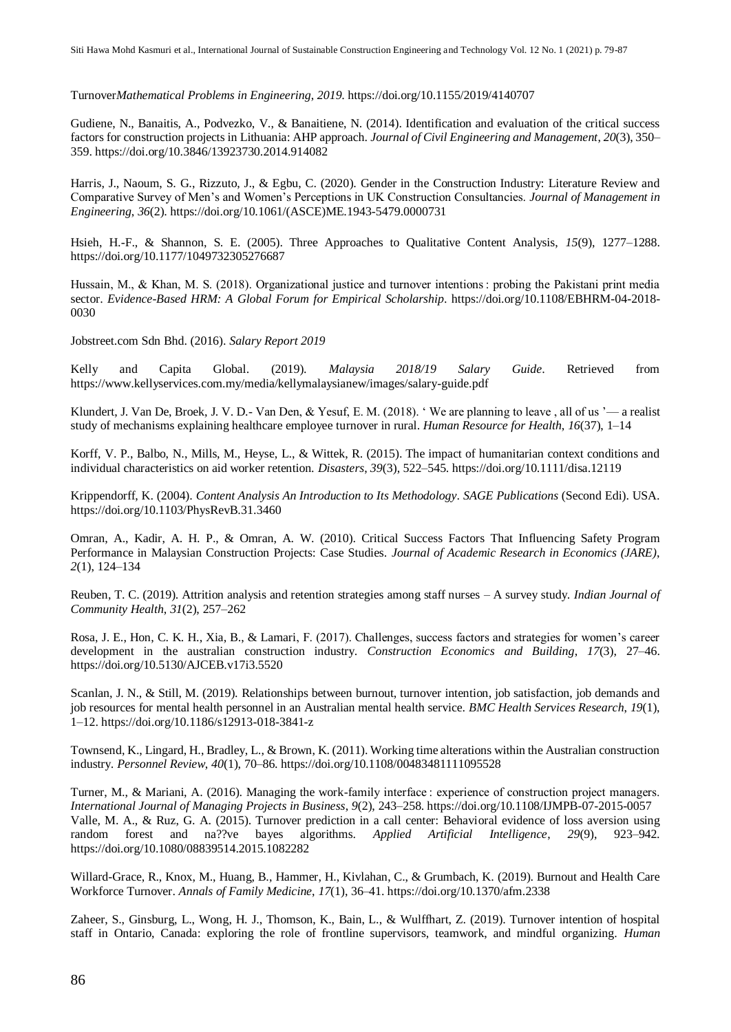Turnover*Mathematical Problems in Engineering*, *2019*. https://doi.org/10.1155/2019/4140707

Gudiene, N., Banaitis, A., Podvezko, V., & Banaitiene, N. (2014). Identification and evaluation of the critical success factors for construction projects in Lithuania: AHP approach. *Journal of Civil Engineering and Management*, *20*(3), 350–359. https://doi.org/10.3846/13923730.2014.914082

Harris, J., Naoum, S. G., Rizzuto, J., & Egbu, C. (2020). Gender in the Construction Industry: Literature Review and Comparative Survey of Men's and Women's Perceptions in UK Construction Consultancies. *Journal of Management in Engineering*, *36*(2). https://doi.org/10.1061/(ASCE)ME.1943-5479.0000731

Hsieh, H.-F., & Shannon, S. E. (2005). Three Approaches to Qualitative Content Analysis, *15*(9), 1277–1288. https://doi.org/10.1177/1049732305276687

Hussain, M., & Khan, M. S. (2018). Organizational justice and turnover intentions : probing the Pakistani print media sector. *Evidence-Based HRM: A Global Forum for Empirical Scholarship*. https://doi.org/10.1108/EBHRM-04-2018-0030

Jobstreet.com Sdn Bhd. (2016). *Salary Report 2019*

Kelly and Capita Global. (2019). *Malaysia 2018/19 Salary Guide*. Retrieved from https://www.kellyservices.com.my/media/kellymalaysianew/images/salary-guide.pdf

Klundert, J. Van De, Broek, J. V. D.- Van Den, & Yesuf, E. M. (2018). ' We are planning to leave , all of us '— a realist study of mechanisms explaining healthcare employee turnover in rural. *Human Resource for Health*, *16*(37), 1–14

Korff, V. P., Balbo, N., Mills, M., Heyse, L., & Wittek, R. (2015). The impact of humanitarian context conditions and individual characteristics on aid worker retention. *Disasters*, *39*(3), 522–545. https://doi.org/10.1111/disa.12119

Krippendorff, K. (2004). *Content Analysis An Introduction to Its Methodology*. *SAGE Publications* (Second Edi). USA. https://doi.org/10.1103/PhysRevB.31.3460

Omran, A., Kadir, A. H. P., & Omran, A. W. (2010). Critical Success Factors That Influencing Safety Program Performance in Malaysian Construction Projects: Case Studies. *Journal of Academic Research in Economics (JARE)*, *2*(1), 124–134

Reuben, T. C. (2019). Attrition analysis and retention strategies among staff nurses – A survey study. *Indian Journal of Community Health*, *31*(2), 257–262

Rosa, J. E., Hon, C. K. H., Xia, B., & Lamari, F. (2017). Challenges, success factors and strategies for women's career development in the australian construction industry. *Construction Economics and Building*, *17*(3), 27–46. https://doi.org/10.5130/AJCEB.v17i3.5520

Scanlan, J. N., & Still, M. (2019). Relationships between burnout, turnover intention, job satisfaction, job demands and job resources for mental health personnel in an Australian mental health service. *BMC Health Services Research*, *19*(1), 1–12. https://doi.org/10.1186/s12913-018-3841-z

Townsend, K., Lingard, H., Bradley, L., & Brown, K. (2011). Working time alterations within the Australian construction industry. *Personnel Review*, *40*(1), 70–86. https://doi.org/10.1108/00483481111095528

Turner, M., & Mariani, A. (2016). Managing the work-family interface : experience of construction project managers. *International Journal of Managing Projects in Business*, *9*(2), 243–258. https://doi.org/10.1108/IJMPB-07-2015-0057

Valle, M. A., & Ruz, G. A. (2015). Turnover prediction in a call center: Behavioral evidence of loss aversion using random forest and na??ve bayes algorithms. *Applied Artificial Intelligence*, *29*(9), 923–942. https://doi.org/10.1080/08839514.2015.1082282

Willard-Grace, R., Knox, M., Huang, B., Hammer, H., Kivlahan, C., & Grumbach, K. (2019). Burnout and Health Care Workforce Turnover. *Annals of Family Medicine*, *17*(1), 36–41. https://doi.org/10.1370/afm.2338

Zaheer, S., Ginsburg, L., Wong, H. J., Thomson, K., Bain, L., & Wulffhart, Z. (2019). Turnover intention of hospital staff in Ontario, Canada: exploring the role of frontline supervisors, teamwork, and mindful organizing. *Human*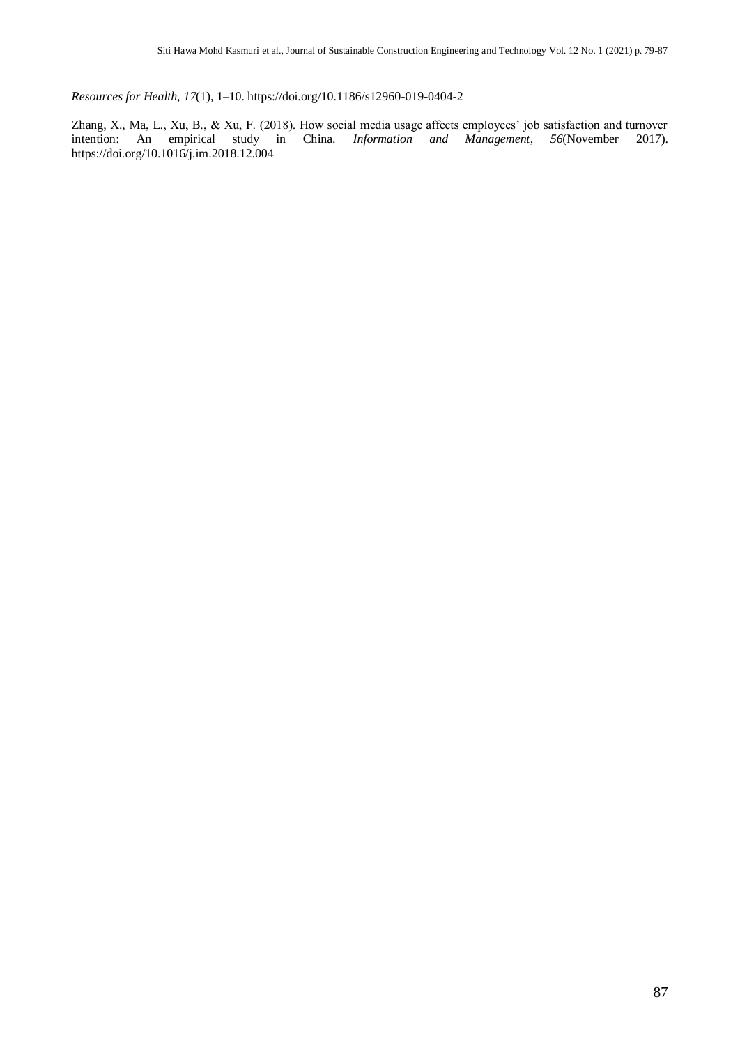*Resources for Health*, *17*(1), 1–10. https://doi.org/10.1186/s12960-019-0404-2

Zhang, X., Ma, L., Xu, B., & Xu, F. (2018). How social media usage affects employees' job satisfaction and turnover intention: An empirical study in China. *Information and Management*, *56*(November 2017). https://doi.org/10.1016/j.im.2018.12.004